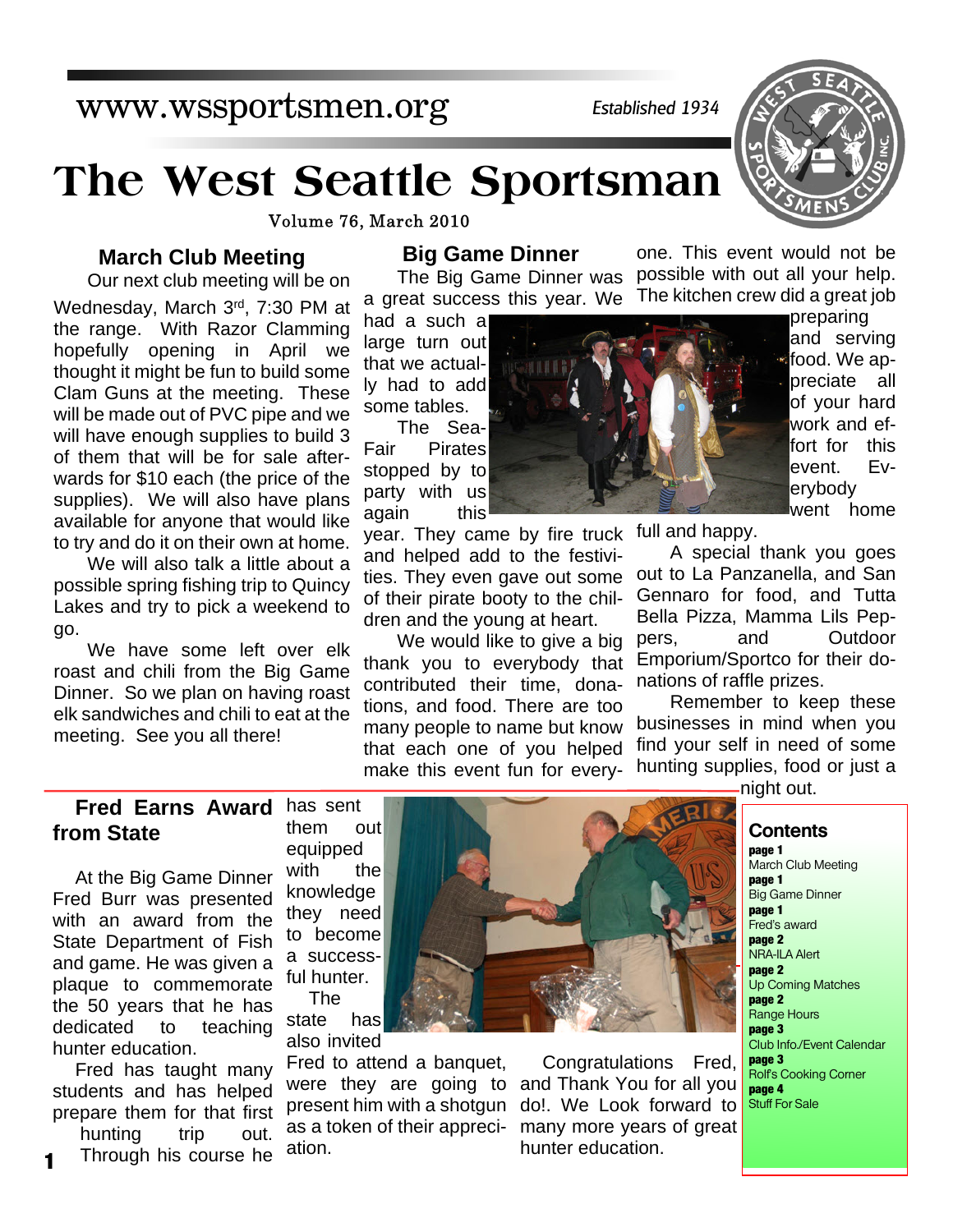www.wssportsmen.org

*Established 1934*

# The West Seattle Sportsman

Volume 76, March 2010

## March Club Meeting

Our next club meeting will be on Wednesday, March 3rd, 7:30 PM at the range. With Razor Clamming hopefully opening in April we thought it might be fun to build some Clam Guns at the meeting. These will be made out of PVC pipe and we will have enough supplies to build 3 of them that will be for sale afterwards for $10 each (the price of the supplies). We will also have plans available for anyone that would like to try and do it on their own at home.

We will also talk a little about a possible spring fishing trip to Quincy Lakes and try to pick a weekend to go.

We have some left over elk roast and chili from the Big Game Dinner. So we plan on having roast elk sandwiches and chili to eat at the meeting. See you all there!

## Big Game Dinner

The Big Game Dinner was a great success this year. We had a such a large turn out that we actually had to add some tables.

The Sea-Fair Pirates stopped by to party with us again this year. They came by fire truck and helped add to the festivities. They even gave out some of their pirate booty to the children and the young at heart.

We would like to give a big thank you to everybody that contributed their time, donations, and food. There are too many people to name but know that each one of you helped make this event fun for every-one. This event would not be possible with out all your help. The kitchen crew did a great job preparing and serving food. We appreciate all of your hard work and effort for this event. Everybody went home full and happy.

A special thank you goes out to La Panzanella, and San Gennaro for food, and Tutta Bella Pizza, Mamma Lils Peppers, and Outdoor Emporium/Sportco for their donations of raffle prizes.

Remember to keep these businesses in mind when you find your self in need of some hunting supplies, food or just a night out.

## Fred Earns Award from State

At the Big Game Dinner Fred Burr was presented with an award from the State Department of Fish and game. He was given a plaque to commemorate the 50 years that he has dedicated to teaching hunter education.

Fred has taught many students and has helped prepare them for that first hunting trip out. Through his course he has sent them out equipped with the knowledge they need to become a successful hunter.

The state has also invited Fred to attend a banquet, were they are going to present him with a shotgun as a token of their appreciation.

Congratulations Fred, and Thank You for all you do!. We Look forward to many more years of great hunter education.

### Contents

**page 1**
March Club Meeting
**page 1**
Big Game Dinner
**page 1**
Fred's award
**page 2**
NRA-ILA Alert
**page 2**
Up Coming Matches
**page 2**
Range Hours
**page 3**
Club Info./Event Calendar
**page 3**
Rolf's Cooking Corner
**page 4**
Stuff For Sale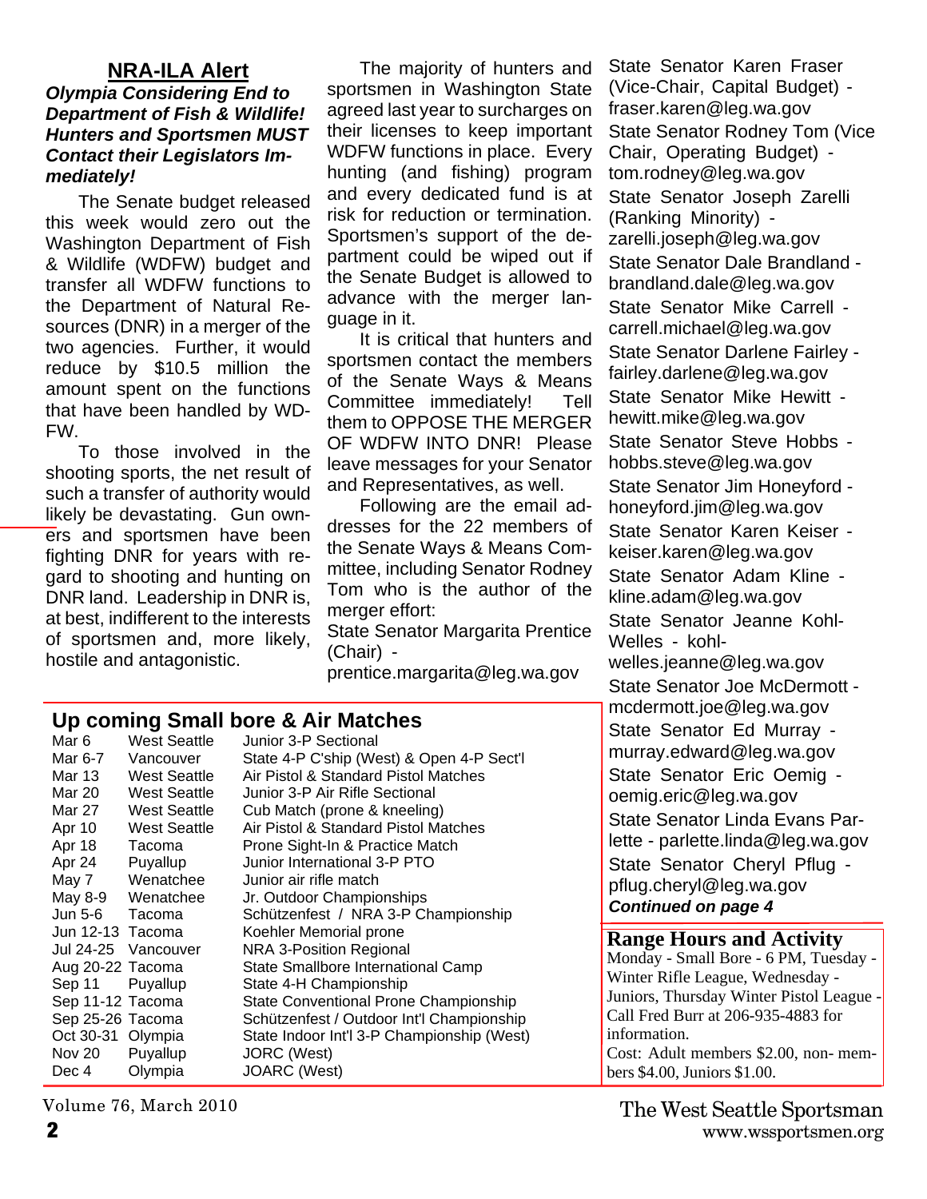## NRA-ILA Alert

***Olympia Considering End to Department of Fish & Wildlife! Hunters and Sportsmen MUST Contact their Legislators Immediately!***

The Senate budget released this week would zero out the Washington Department of Fish & Wildlife (WDFW) budget and transfer all WDFW functions to the Department of Natural Resources (DNR) in a merger of the two agencies. Further, it would reduce by $10.5 million the amount spent on the functions that have been handled by WDFW.

To those involved in the shooting sports, the net result of such a transfer of authority would likely be devastating. Gun owners and sportsmen have been fighting DNR for years with regard to shooting and hunting on DNR land. Leadership in DNR is, at best, indifferent to the interests of sportsmen and, more likely, hostile and antagonistic.

The majority of hunters and sportsmen in Washington State agreed last year to surcharges on their licenses to keep important WDFW functions in place. Every hunting (and fishing) program and every dedicated fund is at risk for reduction or termination. Sportsmen's support of the department could be wiped out if the Senate Budget is allowed to advance with the merger language in it.

It is critical that hunters and sportsmen contact the members of the Senate Ways & Means Committee immediately! Tell them to OPPOSE THE MERGER OF WDFW INTO DNR! Please leave messages for your Senator and Representatives, as well.

Following are the email addresses for the 22 members of the Senate Ways & Means Committee, including Senator Rodney Tom who is the author of the merger effort:

State Senator Margarita Prentice (Chair) - prentice.margarita@leg.wa.gov

State Senator Karen Fraser (Vice-Chair, Capital Budget) - fraser.karen@leg.wa.gov

State Senator Rodney Tom (Vice Chair, Operating Budget) - tom.rodney@leg.wa.gov

State Senator Joseph Zarelli (Ranking Minority) - zarelli.joseph@leg.wa.gov

State Senator Dale Brandland - brandland.dale@leg.wa.gov

State Senator Mike Carrell - carrell.michael@leg.wa.gov

State Senator Darlene Fairley - fairley.darlene@leg.wa.gov

State Senator Mike Hewitt - hewitt.mike@leg.wa.gov

State Senator Steve Hobbs - hobbs.steve@leg.wa.gov

State Senator Jim Honeyford - honeyford.jim@leg.wa.gov

State Senator Karen Keiser - keiser.karen@leg.wa.gov

State Senator Adam Kline - kline.adam@leg.wa.gov

State Senator Jeanne Kohl-Welles - kohl-welles.jeanne@leg.wa.gov

State Senator Joe McDermott - mcdermott.joe@leg.wa.gov

State Senator Ed Murray - murray.edward@leg.wa.gov

State Senator Eric Oemig - oemig.eric@leg.wa.gov

State Senator Linda Evans Parlette - parlette.linda@leg.wa.gov

State Senator Cheryl Pflug - pflug.cheryl@leg.wa.gov

***Continued on page 4***

## Up coming Small bore & Air Matches

| Date | Location | Match |
|---|---|---|
| Mar 6 | West Seattle | Junior 3-P Sectional |
| Mar 6-7 | Vancouver | State 4-P C'ship (West) & Open 4-P Sect'l |
| Mar 13 | West Seattle | Air Pistol & Standard Pistol Matches |
| Mar 20 | West Seattle | Junior 3-P Air Rifle Sectional |
| Mar 27 | West Seattle | Cub Match (prone & kneeling) |
| Apr 10 | West Seattle | Air Pistol & Standard Pistol Matches |
| Apr 18 | Tacoma | Prone Sight-In & Practice Match |
| Apr 24 | Puyallup | Junior International 3-P PTO |
| May 7 | Wenatchee | Junior air rifle match |
| May 8-9 | Wenatchee | Jr. Outdoor Championships |
| Jun 5-6 | Tacoma | Schützenfest / NRA 3-P Championship |
| Jun 12-13 | Tacoma | Koehler Memorial prone |
| Jul 24-25 | Vancouver | NRA 3-Position Regional |
| Aug 20-22 | Tacoma | State Smallbore International Camp |
| Sep 11 | Puyallup | State 4-H Championship |
| Sep 11-12 | Tacoma | State Conventional Prone Championship |
| Sep 25-26 | Tacoma | Schützenfest / Outdoor Int'l Championship |
| Oct 30-31 | Olympia | State Indoor Int'l 3-P Championship (West) |
| Nov 20 | Puyallup | JORC (West) |
| Dec 4 | Olympia | JOARC (West) |

## Range Hours and Activity

Monday - Small Bore - 6 PM, Tuesday - Winter Rifle League, Wednesday - Juniors, Thursday Winter Pistol League - Call Fred Burr at 206-935-4883 for information.

Cost: Adult members $2.00, non- members $4.00, Juniors $1.00.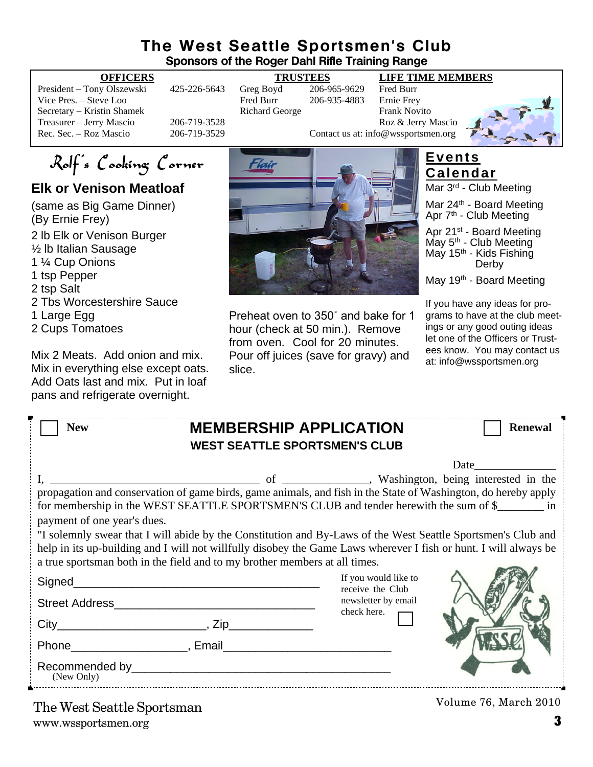# The West Seattle Sportsmen's Club

**Sponsors of the Roger Dahl Rifle Training Range**

| OFFICERS | | TRUSTEES | | LIFE TIME MEMBERS |
|---|---|---|---|---|
| President – Tony Olszewski | 425-226-5643 | Greg Boyd | 206-965-9629 | Fred Burr |
| Vice Pres. – Steve Loo | | Fred Burr | 206-935-4883 | Ernie Frey |
| Secretary – Kristin Shamek | | Richard George | | Frank Novito |
| Treasurer – Jerry Mascio | 206-719-3528 | | | Roz & Jerry Mascio |
| Rec. Sec. – Roz Mascio | 206-719-3529 | | Contact us at: info@wssportsmen.org | |

## Rolf's Cooking Corner

### Elk or Venison Meatloaf

(same as Big Game Dinner)
(By Ernie Frey)

2 lb Elk or Venison Burger
½ lb Italian Sausage
1 ¼ Cup Onions
1 tsp Pepper
2 tsp Salt
2 Tbs Worcestershire Sauce
1 Large Egg
2 Cups Tomatoes

Mix 2 Meats. Add onion and mix. Mix in everything else except oats. Add Oats last and mix. Put in loaf pans and refrigerate overnight.

Preheat oven to 350˚ and bake for 1 hour (check at 50 min.). Remove from oven. Cool for 20 minutes. Pour off juices (save for gravy) and slice.

## Events Calendar

Mar 3rd - Club Meeting

Mar 24th - Board Meeting
Apr 7th - Club Meeting

Apr 21st - Board Meeting
May 5th - Club Meeting
May 15th - Kids Fishing Derby

May 19th - Board Meeting

If you have any ideas for programs to have at the club meetings or any good outing ideas let one of the Officers or Trustees know. You may contact us at: info@wssportsmen.org

---

☐ **New** ☐ **Renewal**

## MEMBERSHIP APPLICATION

**WEST SEATTLE SPORTSMEN'S CLUB**

Date______________

I, ___________________________________ of ______________, Washington, being interested in the propagation and conservation of game birds, game animals, and fish in the State of Washington, do hereby apply for membership in the WEST SEATTLE SPORTSMEN'S CLUB and tender herewith the sum of $________ in payment of one year's dues.

"I solemnly swear that I will abide by the Constitution and By-Laws of the West Seattle Sportsmen's Club and help in its up-building and I will not willfully disobey the Game Laws wherever I fish or hunt. I will always be a true sportsman both in the field and to my brother members at all times.

Signed________________________________________

Street Address________________________________

City_______________________, Zip_____________

Phone__________________, Email__________________________

Recommended by________________________________________
(New Only)

If you would like to receive the Club newsletter by email check here. ☐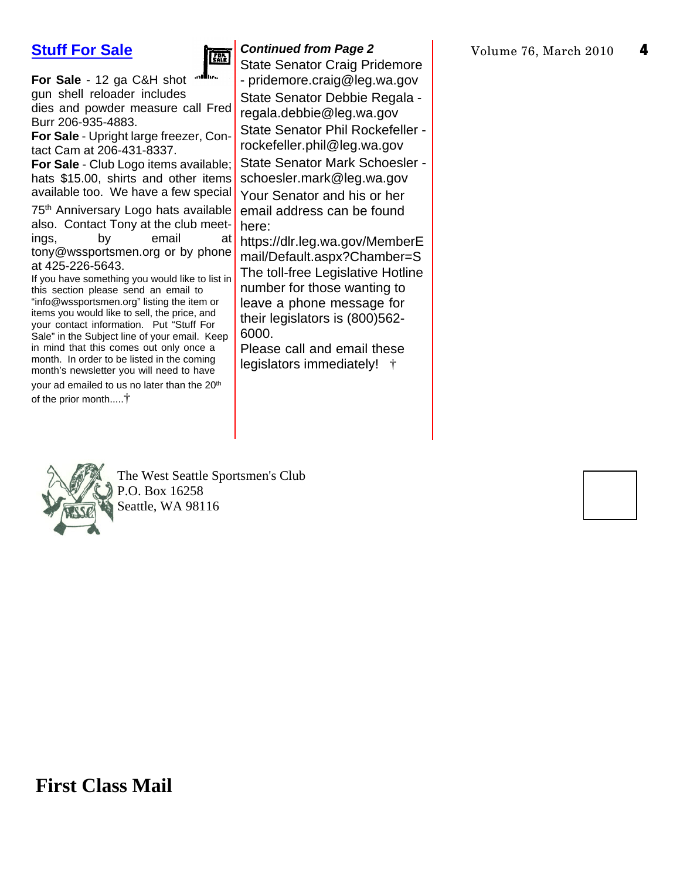## Stuff For Sale

**For Sale** - 12 ga C&H shot gun shell reloader includes dies and powder measure call Fred Burr 206-935-4883.

**For Sale** - Upright large freezer, Contact Cam at 206-431-8337.

**For Sale** - Club Logo items available; hats $15.00, shirts and other items available too. We have a few special 75th Anniversary Logo hats available also. Contact Tony at the club meetings, by email at tony@wssportsmen.org or by phone at 425-226-5643.

If you have something you would like to list in this section please send an email to "info@wssportsmen.org" listing the item or items you would like to sell, the price, and your contact information. Put "Stuff For Sale" in the Subject line of your email. Keep in mind that this comes out only once a month. In order to be listed in the coming month's newsletter you will need to have your ad emailed to us no later than the 20th of the prior month.....†

***Continued from Page 2***

State Senator Craig Pridemore - pridemore.craig@leg.wa.gov

State Senator Debbie Regala - regala.debbie@leg.wa.gov

State Senator Phil Rockefeller - rockefeller.phil@leg.wa.gov

State Senator Mark Schoesler - schoesler.mark@leg.wa.gov

Your Senator and his or her email address can be found here:

https://dlr.leg.wa.gov/MemberEmail/Default.aspx?Chamber=S

The toll-free Legislative Hotline number for those wanting to leave a phone message for their legislators is (800)562-6000.

Please call and email these legislators immediately! †

The West Seattle Sportsmen's Club
P.O. Box 16258
Seattle, WA 98116

**First Class Mail**